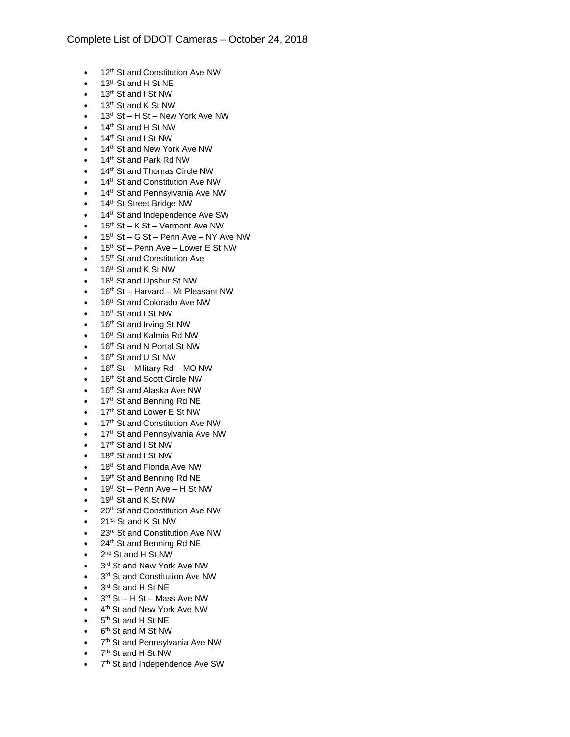# Complete List of DDOT Cameras – October 24, 2018

- 12th St and Constitution Ave NW
- 13th St and H St NE
- 13th St and I St NW
- 13th St and K St NW
- 13th St – H St – New York Ave NW
- 14th St and H St NW
- 14th St and I St NW
- 14th St and New York Ave NW
- 14th St and Park Rd NW
- 14th St and Thomas Circle NW
- 14th St and Constitution Ave NW
- 14th St and Pennsylvania Ave NW
- 14th St Street Bridge NW
- 14th St and Independence Ave SW
- 15th St – K St – Vermont Ave NW
- 15th St – G St – Penn Ave – NY Ave NW
- 15th St – Penn Ave – Lower E St NW
- 15th St and Constitution Ave
- 16th St and K St NW
- 16th St and Upshur St NW
- 16th St – Harvard – Mt Pleasant NW
- 16th St and Colorado Ave NW
- 16th St and I St NW
- 16th St and Irving St NW
- 16th St and Kalmia Rd NW
- 16th St and N Portal St NW
- 16th St and U St NW
- 16th St – Military Rd – MO NW
- 16th St and Scott Circle NW
- 16th St and Alaska Ave NW
- 17th St and Benning Rd NE
- 17th St and Lower E St NW
- 17th St and Constitution Ave NW
- 17th St and Pennsylvania Ave NW
- 17th St and I St NW
- 18th St and I St NW
- 18th St and Florida Ave NW
- 19th St and Benning Rd NE
- 19th St – Penn Ave – H St NW
- 19th St and K St NW
- 20th St and Constitution Ave NW
- 21St St and K St NW
- 23rd St and Constitution Ave NW
- 24th St and Benning Rd NE
- 2nd St and H St NW
- 3rd St and New York Ave NW
- 3rd St and Constitution Ave NW
- 3rd St and H St NE
- 3rd St – H St – Mass Ave NW
- 4th St and New York Ave NW
- 5th St and H St NE
- 6th St and M St NW
- 7th St and Pennsylvania Ave NW
- 7th St and H St NW
- 7th St and Independence Ave SW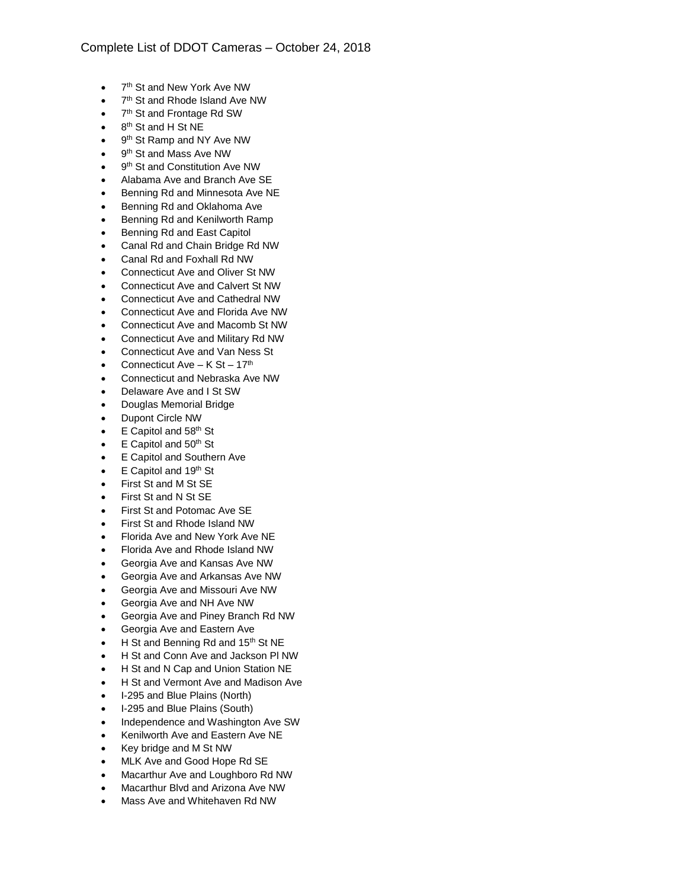Complete List of DDOT Cameras – October 24, 2018

- 7th St and New York Ave NW
- 7th St and Rhode Island Ave NW
- 7th St and Frontage Rd SW
- 8th St and H St NE
- 9th St Ramp and NY Ave NW
- 9th St and Mass Ave NW
- 9th St and Constitution Ave NW
- Alabama Ave and Branch Ave SE
- Benning Rd and Minnesota Ave NE
- Benning Rd and Oklahoma Ave
- Benning Rd and Kenilworth Ramp
- Benning Rd and East Capitol
- Canal Rd and Chain Bridge Rd NW
- Canal Rd and Foxhall Rd NW
- Connecticut Ave and Oliver St NW
- Connecticut Ave and Calvert St NW
- Connecticut Ave and Cathedral NW
- Connecticut Ave and Florida Ave NW
- Connecticut Ave and Macomb St NW
- Connecticut Ave and Military Rd NW
- Connecticut Ave and Van Ness St
- Connecticut Ave – K St – 17th
- Connecticut and Nebraska Ave NW
- Delaware Ave and I St SW
- Douglas Memorial Bridge
- Dupont Circle NW
- E Capitol and 58th St
- E Capitol and 50th St
- E Capitol and Southern Ave
- E Capitol and 19th St
- First St and M St SE
- First St and N St SE
- First St and Potomac Ave SE
- First St and Rhode Island NW
- Florida Ave and New York Ave NE
- Florida Ave and Rhode Island NW
- Georgia Ave and Kansas Ave NW
- Georgia Ave and Arkansas Ave NW
- Georgia Ave and Missouri Ave NW
- Georgia Ave and NH Ave NW
- Georgia Ave and Piney Branch Rd NW
- Georgia Ave and Eastern Ave
- H St and Benning Rd and 15th St NE
- H St and Conn Ave and Jackson Pl NW
- H St and N Cap and Union Station NE
- H St and Vermont Ave and Madison Ave
- I-295 and Blue Plains (North)
- I-295 and Blue Plains (South)
- Independence and Washington Ave SW
- Kenilworth Ave and Eastern Ave NE
- Key bridge and M St NW
- MLK Ave and Good Hope Rd SE
- Macarthur Ave and Loughboro Rd NW
- Macarthur Blvd and Arizona Ave NW
- Mass Ave and Whitehaven Rd NW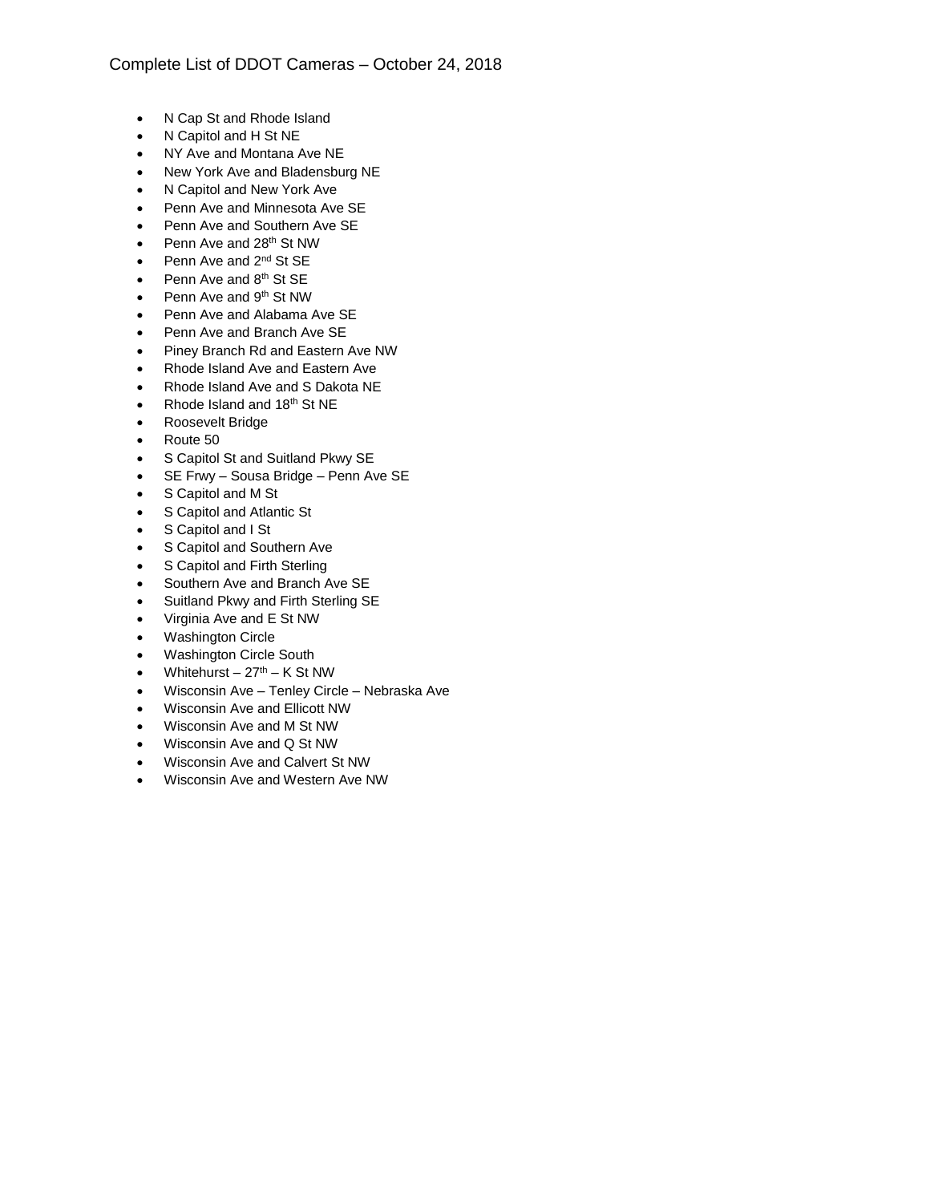Complete List of DDOT Cameras – October 24, 2018

- N Cap St and Rhode Island
- N Capitol and H St NE
- NY Ave and Montana Ave NE
- New York Ave and Bladensburg NE
- N Capitol and New York Ave
- Penn Ave and Minnesota Ave SE
- Penn Ave and Southern Ave SE
- Penn Ave and 28th St NW
- Penn Ave and 2nd St SE
- Penn Ave and 8th St SE
- Penn Ave and 9th St NW
- Penn Ave and Alabama Ave SE
- Penn Ave and Branch Ave SE
- Piney Branch Rd and Eastern Ave NW
- Rhode Island Ave and Eastern Ave
- Rhode Island Ave and S Dakota NE
- Rhode Island and 18th St NE
- Roosevelt Bridge
- Route 50
- S Capitol St and Suitland Pkwy SE
- SE Frwy – Sousa Bridge – Penn Ave SE
- S Capitol and M St
- S Capitol and Atlantic St
- S Capitol and I St
- S Capitol and Southern Ave
- S Capitol and Firth Sterling
- Southern Ave and Branch Ave SE
- Suitland Pkwy and Firth Sterling SE
- Virginia Ave and E St NW
- Washington Circle
- Washington Circle South
- Whitehurst – 27th – K St NW
- Wisconsin Ave – Tenley Circle – Nebraska Ave
- Wisconsin Ave and Ellicott NW
- Wisconsin Ave and M St NW
- Wisconsin Ave and Q St NW
- Wisconsin Ave and Calvert St NW
- Wisconsin Ave and Western Ave NW